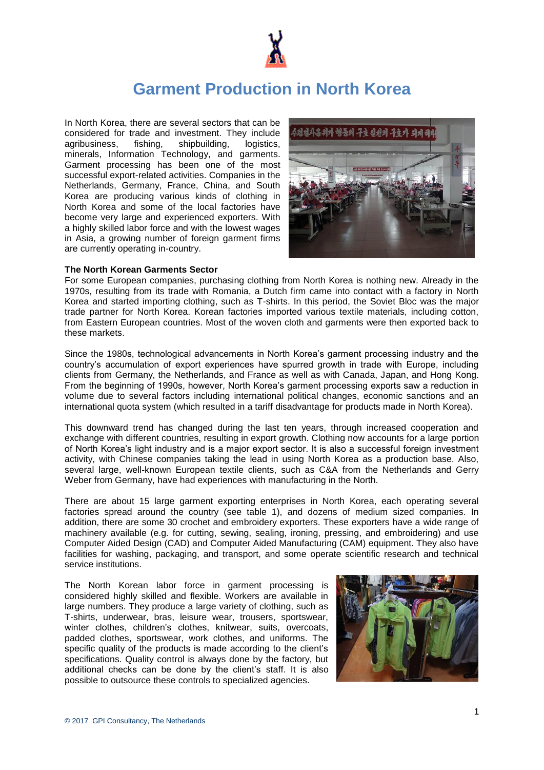# Garment Production in North Korea

In North Korea, there are several sectors that can be considered for trade and investment. They include agribusiness, fishing, shipbuilding, logistics, minerals, Information Technology, and garments. Garment processing has been one of the most successful export-related activities. Companies in the Netherlands, Germany, France, China, and South Korea are producing various kinds of clothing in North Korea and some of the local factories have become very large and experienced exporters. With a highly skilled labor force and with the lowest wages in Asia, a growing number of foreign garment firms are currently operating in-country.

**The North Korean Garments Sector**

For some European companies, purchasing clothing from North Korea is nothing new. Already in the 1970s, resulting from its trade with Romania, a Dutch firm came into contact with a factory in North Korea and started importing clothing, such as T-shirts. In this period, the Soviet Bloc was the major trade partner for North Korea. Korean factories imported various textile materials, including cotton, from Eastern European countries. Most of the woven cloth and garments were then exported back to these markets.

Since the 1980s, technological advancements in North Korea's garment processing industry and the country's accumulation of export experiences have spurred growth in trade with Europe, including clients from Germany, the Netherlands, and France as well as with Canada, Japan, and Hong Kong. From the beginning of 1990s, however, North Korea's garment processing exports saw a reduction in volume due to several factors including international political changes, economic sanctions and an international quota system (which resulted in a tariff disadvantage for products made in North Korea).

This downward trend has changed during the last ten years, through increased cooperation and exchange with different countries, resulting in export growth. Clothing now accounts for a large portion of North Korea's light industry and is a major export sector. It is also a successful foreign investment activity, with Chinese companies taking the lead in using North Korea as a production base. Also, several large, well-known European textile clients, such as C&A from the Netherlands and Gerry Weber from Germany, have had experiences with manufacturing in the North.

There are about 15 large garment exporting enterprises in North Korea, each operating several factories spread around the country (see table 1), and dozens of medium sized companies. In addition, there are some 30 crochet and embroidery exporters. These exporters have a wide range of machinery available (e.g. for cutting, sewing, sealing, ironing, pressing, and embroidering) and use Computer Aided Design (CAD) and Computer Aided Manufacturing (CAM) equipment. They also have facilities for washing, packaging, and transport, and some operate scientific research and technical service institutions.

The North Korean labor force in garment processing is considered highly skilled and flexible. Workers are available in large numbers. They produce a large variety of clothing, such as T-shirts, underwear, bras, leisure wear, trousers, sportswear, winter clothes, children's clothes, knitwear, suits, overcoats, padded clothes, sportswear, work clothes, and uniforms. The specific quality of the products is made according to the client's specifications. Quality control is always done by the factory, but additional checks can be done by the client's staff. It is also possible to outsource these controls to specialized agencies.

© 2017 GPI Consultancy, The Netherlands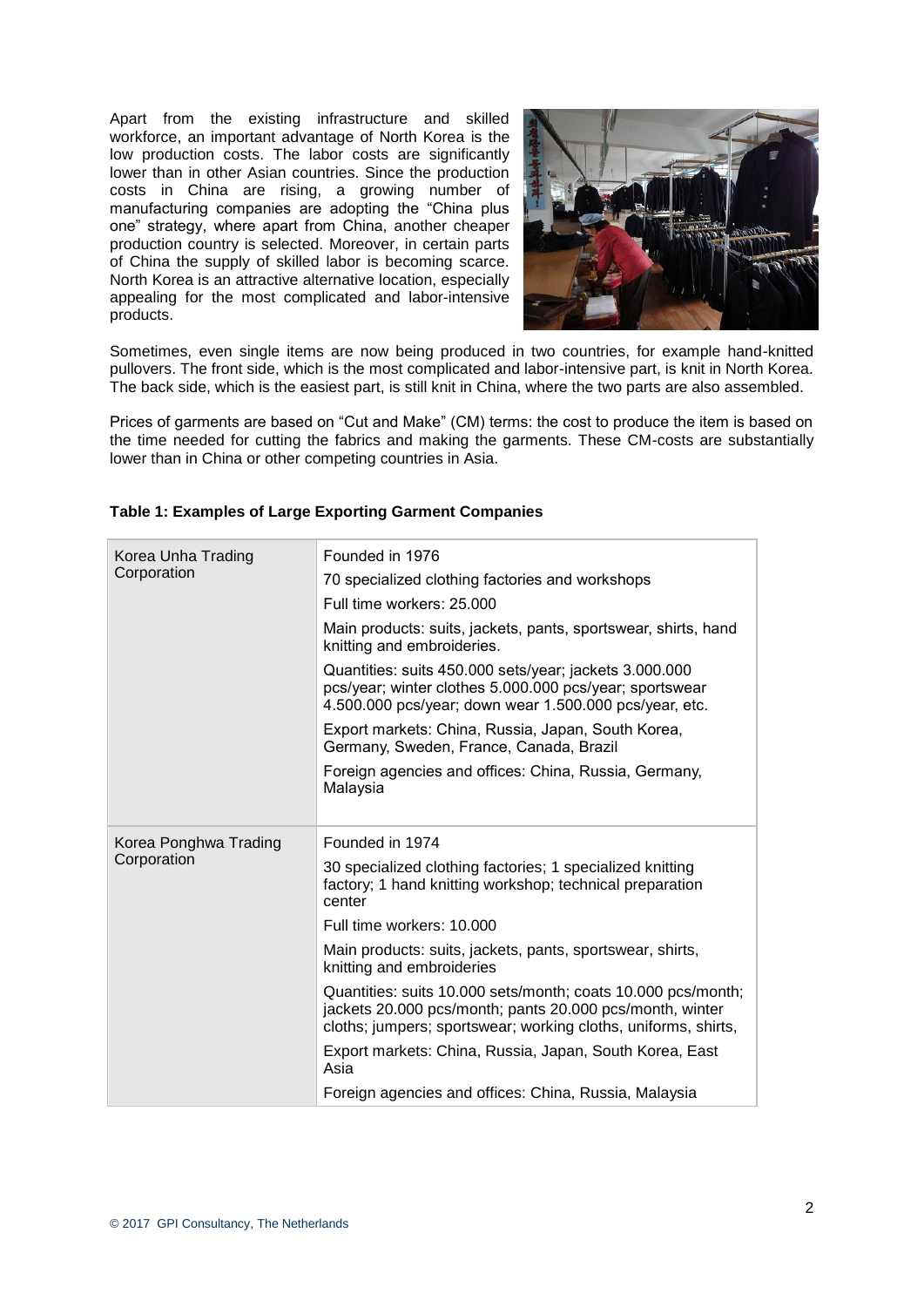Apart from the existing infrastructure and skilled workforce, an important advantage of North Korea is the low production costs. The labor costs are significantly lower than in other Asian countries. Since the production costs in China are rising, a growing number of manufacturing companies are adopting the "China plus one" strategy, where apart from China, another cheaper production country is selected. Moreover, in certain parts of China the supply of skilled labor is becoming scarce. North Korea is an attractive alternative location, especially appealing for the most complicated and labor-intensive products.

Sometimes, even single items are now being produced in two countries, for example hand-knitted pullovers. The front side, which is the most complicated and labor-intensive part, is knit in North Korea. The back side, which is the easiest part, is still knit in China, where the two parts are also assembled.

Prices of garments are based on "Cut and Make" (CM) terms: the cost to produce the item is based on the time needed for cutting the fabrics and making the garments. These CM-costs are substantially lower than in China or other competing countries in Asia.

**Table 1: Examples of Large Exporting Garment Companies**

| Company | Details |
|---|---|
| Korea Unha Trading Corporation | Founded in 1976<br>70 specialized clothing factories and workshops<br>Full time workers: 25.000<br>Main products: suits, jackets, pants, sportswear, shirts, hand knitting and embroideries.<br>Quantities: suits 450.000 sets/year; jackets 3.000.000 pcs/year; winter clothes 5.000.000 pcs/year; sportswear 4.500.000 pcs/year; down wear 1.500.000 pcs/year, etc.<br>Export markets: China, Russia, Japan, South Korea, Germany, Sweden, France, Canada, Brazil<br>Foreign agencies and offices: China, Russia, Germany, Malaysia |
| Korea Ponghwa Trading Corporation | Founded in 1974<br>30 specialized clothing factories; 1 specialized knitting factory; 1 hand knitting workshop; technical preparation center<br>Full time workers: 10.000<br>Main products: suits, jackets, pants, sportswear, shirts, knitting and embroideries<br>Quantities: suits 10.000 sets/month; coats 10.000 pcs/month; jackets 20.000 pcs/month; pants 20.000 pcs/month, winter cloths; jumpers; sportswear; working cloths, uniforms, shirts,<br>Export markets: China, Russia, Japan, South Korea, East Asia<br>Foreign agencies and offices: China, Russia, Malaysia |

© 2017 GPI Consultancy, The Netherlands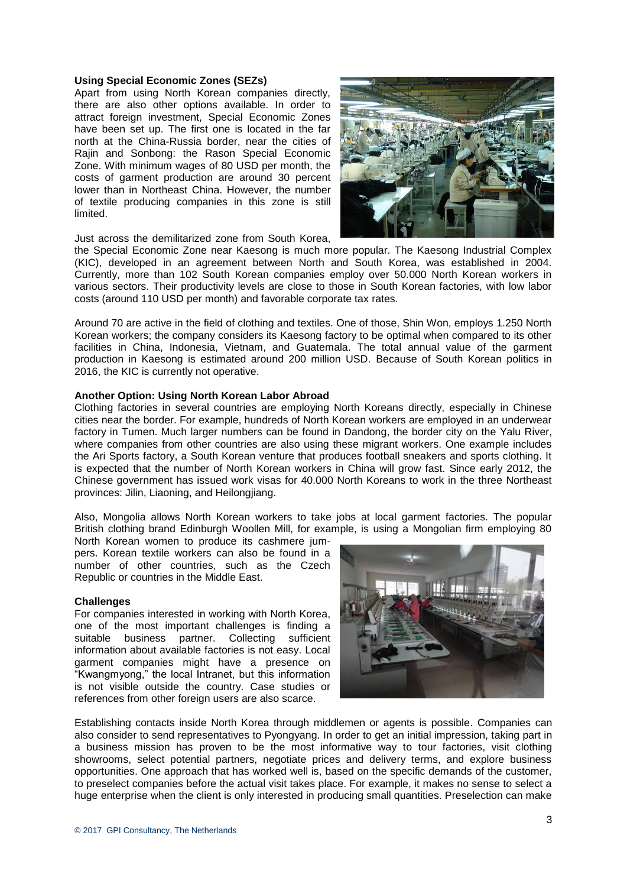### Using Special Economic Zones (SEZs)

Apart from using North Korean companies directly, there are also other options available. In order to attract foreign investment, Special Economic Zones have been set up. The first one is located in the far north at the China-Russia border, near the cities of Rajin and Sonbong: the Rason Special Economic Zone. With minimum wages of 80 USD per month, the costs of garment production are around 30 percent lower than in Northeast China. However, the number of textile producing companies in this zone is still limited.

Just across the demilitarized zone from South Korea, the Special Economic Zone near Kaesong is much more popular. The Kaesong Industrial Complex (KIC), developed in an agreement between North and South Korea, was established in 2004. Currently, more than 102 South Korean companies employ over 50.000 North Korean workers in various sectors. Their productivity levels are close to those in South Korean factories, with low labor costs (around 110 USD per month) and favorable corporate tax rates.

Around 70 are active in the field of clothing and textiles. One of those, Shin Won, employs 1.250 North Korean workers; the company considers its Kaesong factory to be optimal when compared to its other facilities in China, Indonesia, Vietnam, and Guatemala. The total annual value of the garment production in Kaesong is estimated around 200 million USD. Because of South Korean politics in 2016, the KIC is currently not operative.

### Another Option: Using North Korean Labor Abroad

Clothing factories in several countries are employing North Koreans directly, especially in Chinese cities near the border. For example, hundreds of North Korean workers are employed in an underwear factory in Tumen. Much larger numbers can be found in Dandong, the border city on the Yalu River, where companies from other countries are also using these migrant workers. One example includes the Ari Sports factory, a South Korean venture that produces football sneakers and sports clothing. It is expected that the number of North Korean workers in China will grow fast. Since early 2012, the Chinese government has issued work visas for 40.000 North Koreans to work in the three Northeast provinces: Jilin, Liaoning, and Heilongjiang.

Also, Mongolia allows North Korean workers to take jobs at local garment factories. The popular British clothing brand Edinburgh Woollen Mill, for example, is using a Mongolian firm employing 80 North Korean women to produce its cashmere jumpers. Korean textile workers can also be found in a number of other countries, such as the Czech Republic or countries in the Middle East.

### Challenges

For companies interested in working with North Korea, one of the most important challenges is finding a suitable business partner. Collecting sufficient information about available factories is not easy. Local garment companies might have a presence on "Kwangmyong," the local Intranet, but this information is not visible outside the country. Case studies or references from other foreign users are also scarce.

Establishing contacts inside North Korea through middlemen or agents is possible. Companies can also consider to send representatives to Pyongyang. In order to get an initial impression, taking part in a business mission has proven to be the most informative way to tour factories, visit clothing showrooms, select potential partners, negotiate prices and delivery terms, and explore business opportunities. One approach that has worked well is, based on the specific demands of the customer, to preselect companies before the actual visit takes place. For example, it makes no sense to select a huge enterprise when the client is only interested in producing small quantities. Preselection can make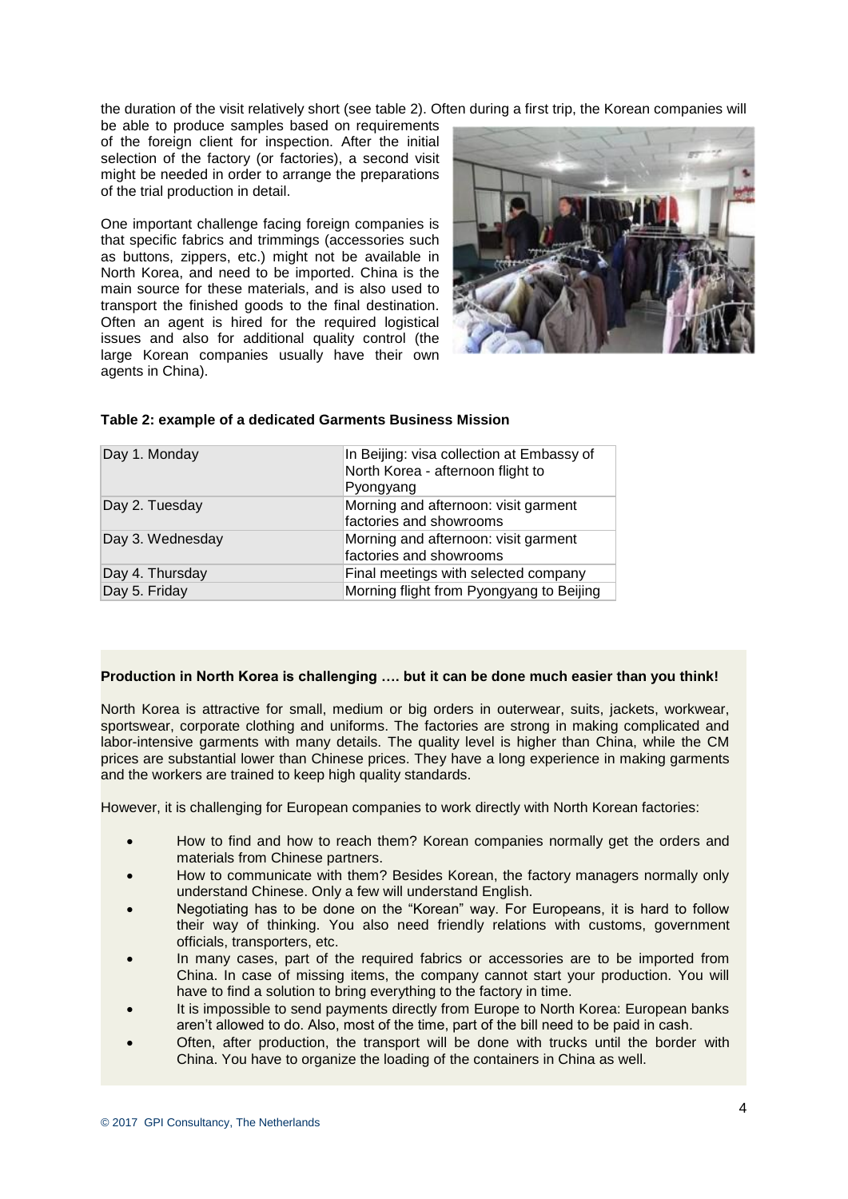the duration of the visit relatively short (see table 2). Often during a first trip, the Korean companies will be able to produce samples based on requirements of the foreign client for inspection. After the initial selection of the factory (or factories), a second visit might be needed in order to arrange the preparations of the trial production in detail.

One important challenge facing foreign companies is that specific fabrics and trimmings (accessories such as buttons, zippers, etc.) might not be available in North Korea, and need to be imported. China is the main source for these materials, and is also used to transport the finished goods to the final destination. Often an agent is hired for the required logistical issues and also for additional quality control (the large Korean companies usually have their own agents in China).

**Table 2: example of a dedicated Garments Business Mission**

| | |
|---|---|
| Day 1. Monday | In Beijing: visa collection at Embassy of North Korea - afternoon flight to Pyongyang |
| Day 2. Tuesday | Morning and afternoon: visit garment factories and showrooms |
| Day 3. Wednesday | Morning and afternoon: visit garment factories and showrooms |
| Day 4. Thursday | Final meetings with selected company |
| Day 5. Friday | Morning flight from Pyongyang to Beijing |

**Production in North Korea is challenging …. but it can be done much easier than you think!**

North Korea is attractive for small, medium or big orders in outerwear, suits, jackets, workwear, sportswear, corporate clothing and uniforms. The factories are strong in making complicated and labor-intensive garments with many details. The quality level is higher than China, while the CM prices are substantial lower than Chinese prices. They have a long experience in making garments and the workers are trained to keep high quality standards.

However, it is challenging for European companies to work directly with North Korean factories:

- How to find and how to reach them? Korean companies normally get the orders and materials from Chinese partners.
- How to communicate with them? Besides Korean, the factory managers normally only understand Chinese. Only a few will understand English.
- Negotiating has to be done on the "Korean" way. For Europeans, it is hard to follow their way of thinking. You also need friendly relations with customs, government officials, transporters, etc.
- In many cases, part of the required fabrics or accessories are to be imported from China. In case of missing items, the company cannot start your production. You will have to find a solution to bring everything to the factory in time.
- It is impossible to send payments directly from Europe to North Korea: European banks aren't allowed to do. Also, most of the time, part of the bill need to be paid in cash.
- Often, after production, the transport will be done with trucks until the border with China. You have to organize the loading of the containers in China as well.

© 2017 GPI Consultancy, The Netherlands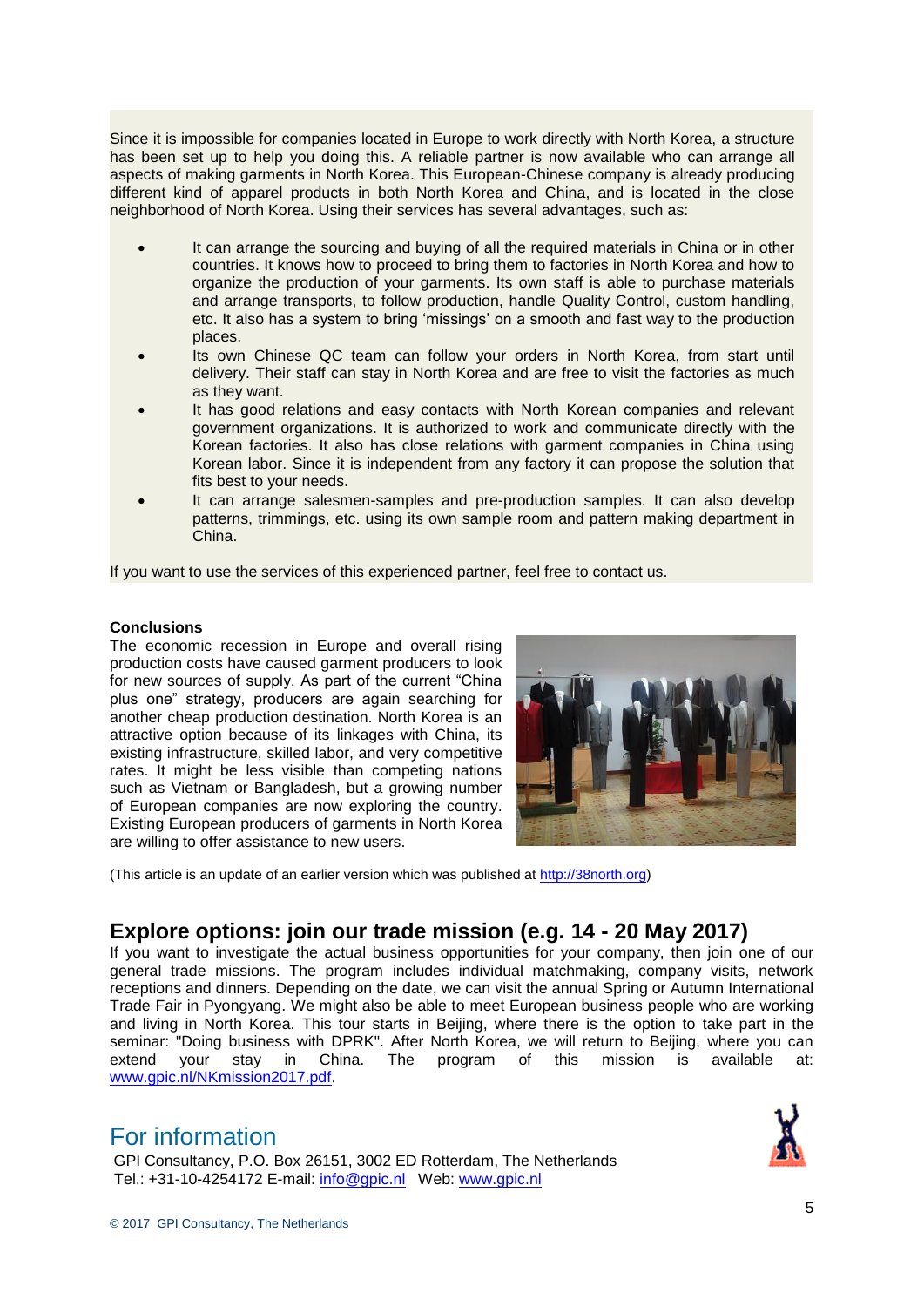Since it is impossible for companies located in Europe to work directly with North Korea, a structure has been set up to help you doing this. A reliable partner is now available who can arrange all aspects of making garments in North Korea. This European-Chinese company is already producing different kind of apparel products in both North Korea and China, and is located in the close neighborhood of North Korea. Using their services has several advantages, such as:

- It can arrange the sourcing and buying of all the required materials in China or in other countries. It knows how to proceed to bring them to factories in North Korea and how to organize the production of your garments. Its own staff is able to purchase materials and arrange transports, to follow production, handle Quality Control, custom handling, etc. It also has a system to bring 'missings' on a smooth and fast way to the production places.
- Its own Chinese QC team can follow your orders in North Korea, from start until delivery. Their staff can stay in North Korea and are free to visit the factories as much as they want.
- It has good relations and easy contacts with North Korean companies and relevant government organizations. It is authorized to work and communicate directly with the Korean factories. It also has close relations with garment companies in China using Korean labor. Since it is independent from any factory it can propose the solution that fits best to your needs.
- It can arrange salesmen-samples and pre-production samples. It can also develop patterns, trimmings, etc. using its own sample room and pattern making department in China.

If you want to use the services of this experienced partner, feel free to contact us.

**Conclusions**

The economic recession in Europe and overall rising production costs have caused garment producers to look for new sources of supply. As part of the current "China plus one" strategy, producers are again searching for another cheap production destination. North Korea is an attractive option because of its linkages with China, its existing infrastructure, skilled labor, and very competitive rates. It might be less visible than competing nations such as Vietnam or Bangladesh, but a growing number of European companies are now exploring the country. Existing European producers of garments in North Korea are willing to offer assistance to new users.

(This article is an update of an earlier version which was published at http://38north.org)

## Explore options: join our trade mission (e.g. 14 - 20 May 2017)

If you want to investigate the actual business opportunities for your company, then join one of our general trade missions. The program includes individual matchmaking, company visits, network receptions and dinners. Depending on the date, we can visit the annual Spring or Autumn International Trade Fair in Pyongyang. We might also be able to meet European business people who are working and living in North Korea. This tour starts in Beijing, where there is the option to take part in the seminar: "Doing business with DPRK". After North Korea, we will return to Beijing, where you can extend your stay in China. The program of this mission is available at: www.gpic.nl/NKmission2017.pdf.

## For information

GPI Consultancy, P.O. Box 26151, 3002 ED Rotterdam, The Netherlands
Tel.: +31-10-4254172 E-mail: info@gpic.nl Web: www.gpic.nl

© 2017 GPI Consultancy, The Netherlands